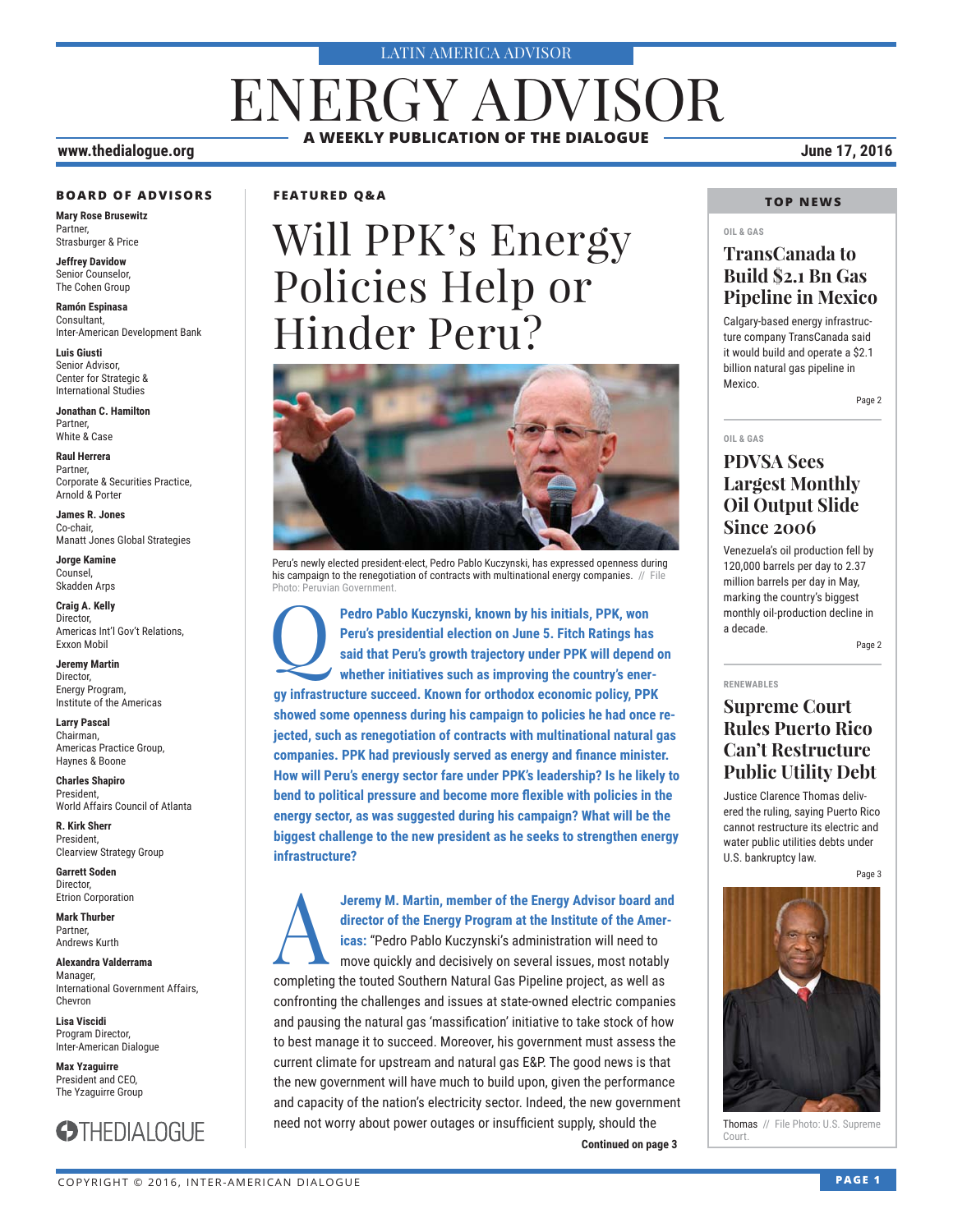LATIN AMERICA ADVISOR

# ENERGY ADVISOR

**A WEEKLY PUBLICATION OF THE DIALOGUE**

**www.thedialogue.org**

**June 17, 2016**

### BOARD OF ADVISORS

**Mary Rose Brusewitz**
Partner,
Strasburger & Price

**Jeffrey Davidow**
Senior Counselor,
The Cohen Group

**Ramón Espinasa**
Consultant,
Inter-American Development Bank

**Luis Giusti**
Senior Advisor,
Center for Strategic & International Studies

**Jonathan C. Hamilton**
Partner,
White & Case

**Raul Herrera**
Partner,
Corporate & Securities Practice,
Arnold & Porter

**James R. Jones**
Co-chair,
Manatt Jones Global Strategies

**Jorge Kamine**
Counsel,
Skadden Arps

**Craig A. Kelly**
Director,
Americas Int'l Gov't Relations,
Exxon Mobil

**Jeremy Martin**
Director,
Energy Program,
Institute of the Americas

**Larry Pascal**
Chairman,
Americas Practice Group,
Haynes & Boone

**Charles Shapiro**
President,
World Affairs Council of Atlanta

**R. Kirk Sherr**
President,
Clearview Strategy Group

**Garrett Soden**
Director,
Etrion Corporation

**Mark Thurber**
Partner,
Andrews Kurth

**Alexandra Valderrama**
Manager,
International Government Affairs,
Chevron

**Lisa Viscidi**
Program Director,
Inter-American Dialogue

**Max Yzaguirre**
President and CEO,
The Yzaguirre Group

THEDIALOGUE

**FEATURED Q&A**

## Will PPK's Energy Policies Help or Hinder Peru?

Peru's newly elected president-elect, Pedro Pablo Kuczynski, has expressed openness during his campaign to the renegotiation of contracts with multinational energy companies. // File Photo: Peruvian Government.

**Q: Pedro Pablo Kuczynski, known by his initials, PPK, won Peru's presidential election on June 5. Fitch Ratings has said that Peru's growth trajectory under PPK will depend on whether initiatives such as improving the country's energy infrastructure succeed. Known for orthodox economic policy, PPK showed some openness during his campaign to policies he had once rejected, such as renegotiation of contracts with multinational natural gas companies. PPK had previously served as energy and finance minister. How will Peru's energy sector fare under PPK's leadership? Is he likely to bend to political pressure and become more flexible with policies in the energy sector, as was suggested during his campaign? What will be the biggest challenge to the new president as he seeks to strengthen energy infrastructure?**

**A: Jeremy M. Martin, member of the Energy Advisor board and director of the Energy Program at the Institute of the Americas:** "Pedro Pablo Kuczynski's administration will need to move quickly and decisively on several issues, most notably completing the touted Southern Natural Gas Pipeline project, as well as confronting the challenges and issues at state-owned electric companies and pausing the natural gas 'massification' initiative to take stock of how to best manage it to succeed. Moreover, his government must assess the current climate for upstream and natural gas E&P. The good news is that the new government will have much to build upon, given the performance and capacity of the nation's electricity sector. Indeed, the new government need not worry about power outages or insufficient supply, should the

**Continued on page 3**

### TOP NEWS

OIL & GAS

#### TransCanada to Build $2.1 Bn Gas Pipeline in Mexico

Calgary-based energy infrastructure company TransCanada said it would build and operate a $2.1 billion natural gas pipeline in Mexico.

Page 2

OIL & GAS

#### PDVSA Sees Largest Monthly Oil Output Slide Since 2006

Venezuela's oil production fell by 120,000 barrels per day to 2.37 million barrels per day in May, marking the country's biggest monthly oil-production decline in a decade.

Page 2

RENEWABLES

#### Supreme Court Rules Puerto Rico Can't Restructure Public Utility Debt

Justice Clarence Thomas delivered the ruling, saying Puerto Rico cannot restructure its electric and water public utilities debts under U.S. bankruptcy law.

Page 3

Thomas // File Photo: U.S. Supreme Court.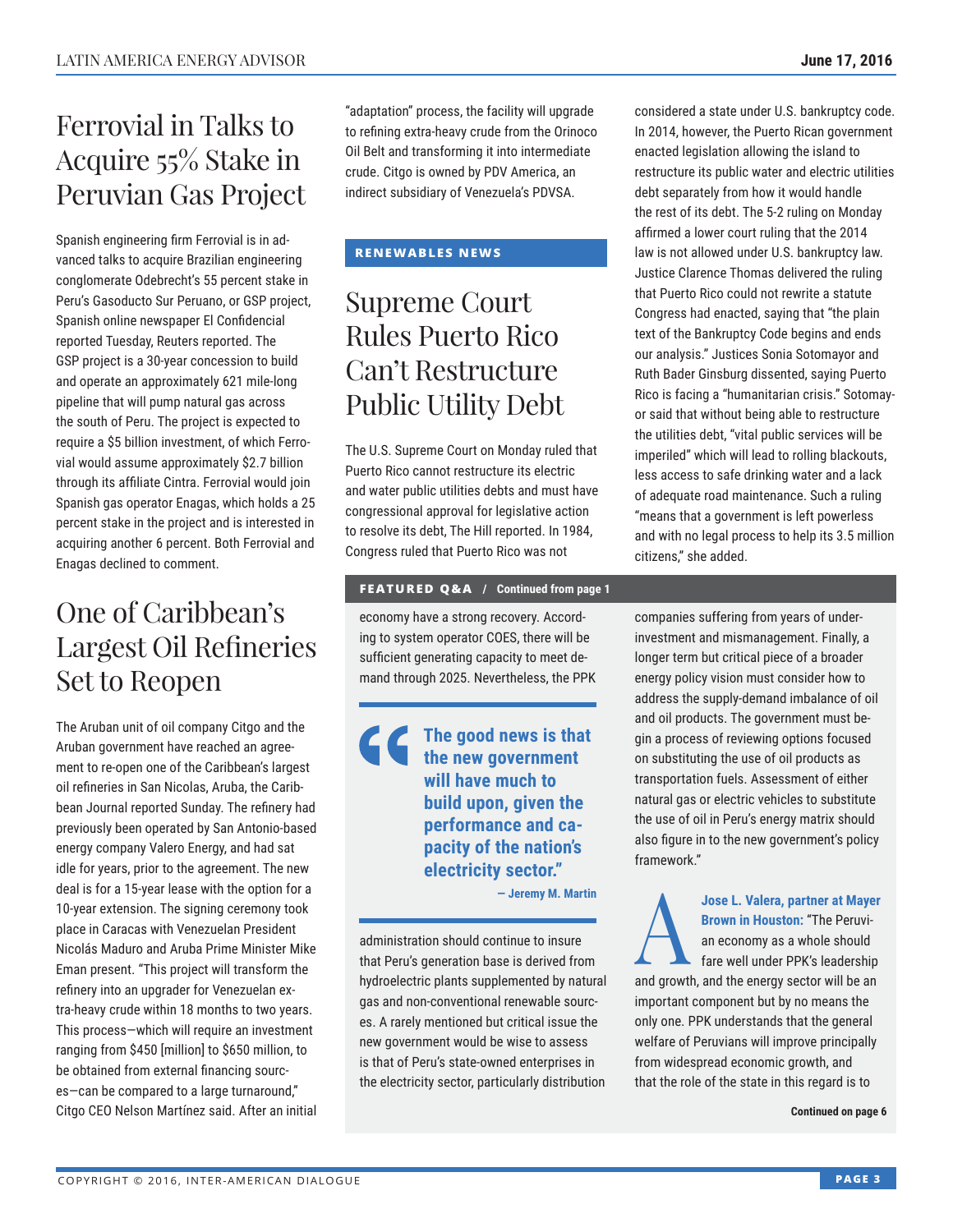# Ferrovial in Talks to Acquire 55% Stake in Peruvian Gas Project

Spanish engineering firm Ferrovial is in advanced talks to acquire Brazilian engineering conglomerate Odebrecht's 55 percent stake in Peru's Gasoducto Sur Peruano, or GSP project, Spanish online newspaper El Confidencial reported Tuesday, Reuters reported. The GSP project is a 30-year concession to build and operate an approximately 621 mile-long pipeline that will pump natural gas across the south of Peru. The project is expected to require a $5 billion investment, of which Ferrovial would assume approximately $2.7 billion through its affiliate Cintra. Ferrovial would join Spanish gas operator Enagas, which holds a 25 percent stake in the project and is interested in acquiring another 6 percent. Both Ferrovial and Enagas declined to comment.

# One of Caribbean's Largest Oil Refineries Set to Reopen

The Aruban unit of oil company Citgo and the Aruban government have reached an agreement to re-open one of the Caribbean's largest oil refineries in San Nicolas, Aruba, the Caribbean Journal reported Sunday. The refinery had previously been operated by San Antonio-based energy company Valero Energy, and had sat idle for years, prior to the agreement. The new deal is for a 15-year lease with the option for a 10-year extension. The signing ceremony took place in Caracas with Venezuelan President Nicolás Maduro and Aruba Prime Minister Mike Eman present. "This project will transform the refinery into an upgrader for Venezuelan extra-heavy crude within 18 months to two years. This process—which will require an investment ranging from $450 [million] to $650 million, to be obtained from external financing sources—can be compared to a large turnaround," Citgo CEO Nelson Martínez said. After an initial "adaptation" process, the facility will upgrade to refining extra-heavy crude from the Orinoco Oil Belt and transforming it into intermediate crude. Citgo is owned by PDV America, an indirect subsidiary of Venezuela's PDVSA.

**RENEWABLES NEWS**

# Supreme Court Rules Puerto Rico Can't Restructure Public Utility Debt

The U.S. Supreme Court on Monday ruled that Puerto Rico cannot restructure its electric and water public utilities debts and must have congressional approval for legislative action to resolve its debt, The Hill reported. In 1984, Congress ruled that Puerto Rico was not considered a state under U.S. bankruptcy code. In 2014, however, the Puerto Rican government enacted legislation allowing the island to restructure its public water and electric utilities debt separately from how it would handle the rest of its debt. The 5-2 ruling on Monday affirmed a lower court ruling that the 2014 law is not allowed under U.S. bankruptcy law. Justice Clarence Thomas delivered the ruling that Puerto Rico could not rewrite a statute Congress had enacted, saying that "the plain text of the Bankruptcy Code begins and ends our analysis." Justices Sonia Sotomayor and Ruth Bader Ginsburg dissented, saying Puerto Rico is facing a "humanitarian crisis." Sotomayor said that without being able to restructure the utilities debt, "vital public services will be imperiled" which will lead to rolling blackouts, less access to safe drinking water and a lack of adequate road maintenance. Such a ruling "means that a government is left powerless and with no legal process to help its 3.5 million citizens," she added.

**FEATURED Q&A / Continued from page 1**

economy have a strong recovery. According to system operator COES, there will be sufficient generating capacity to meet demand through 2025. Nevertheless, the PPK administration should continue to insure that Peru's generation base is derived from hydroelectric plants supplemented by natural gas and non-conventional renewable sources. A rarely mentioned but critical issue the new government would be wise to assess is that of Peru's state-owned enterprises in the electricity sector, particularly distribution companies suffering from years of underinvestment and mismanagement. Finally, a longer term but critical piece of a broader energy policy vision must consider how to address the supply-demand imbalance of oil and oil products. The government must begin a process of reviewing options focused on substituting the use of oil products as transportation fuels. Assessment of either natural gas or electric vehicles to substitute the use of oil in Peru's energy matrix should also figure in to the new government's policy framework."

> **"The good news is that the new government will have much to build upon, given the performance and capacity of the nation's electricity sector."**
>
> — Jeremy M. Martin

**Jose L. Valera, partner at Mayer Brown in Houston:** "The Peruvian economy as a whole should fare well under PPK's leadership and growth, and the energy sector will be an important component but by no means the only one. PPK understands that the general welfare of Peruvians will improve principally from widespread economic growth, and that the role of the state in this regard is to

**Continued on page 6**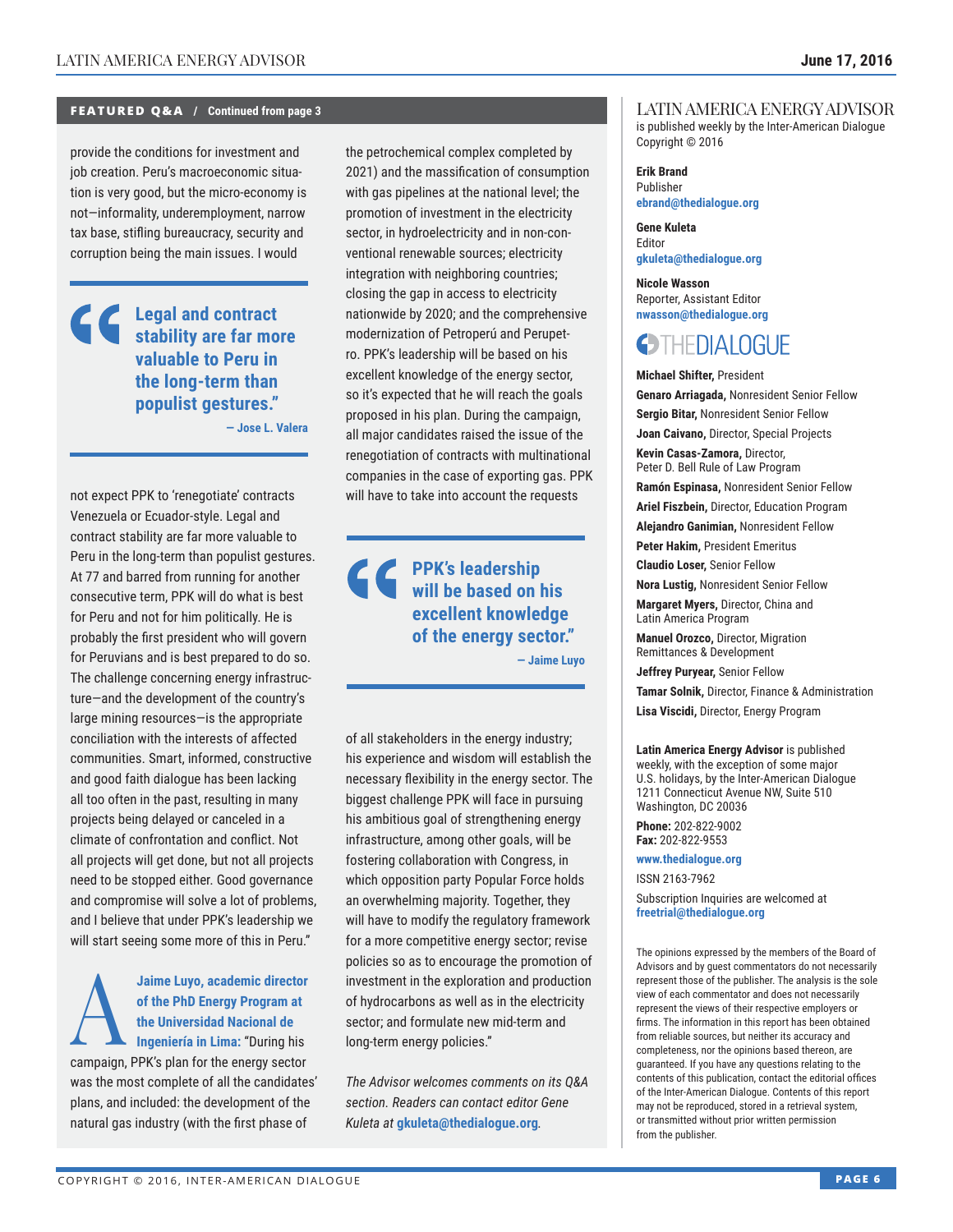**FEATURED Q&A / Continued from page 3**

provide the conditions for investment and job creation. Peru's macroeconomic situation is very good, but the micro-economy is not—informality, underemployment, narrow tax base, stifling bureaucracy, security and corruption being the main issues. I would not expect PPK to 'renegotiate' contracts Venezuela or Ecuador-style. Legal and contract stability are far more valuable to Peru in the long-term than populist gestures. At 77 and barred from running for another consecutive term, PPK will do what is best for Peru and not for him politically. He is probably the first president who will govern for Peruvians and is best prepared to do so. The challenge concerning energy infrastructure—and the development of the country's large mining resources—is the appropriate conciliation with the interests of affected communities. Smart, informed, constructive and good faith dialogue has been lacking all too often in the past, resulting in many projects being delayed or canceled in a climate of confrontation and conflict. Not all projects will get done, but not all projects need to be stopped either. Good governance and compromise will solve a lot of problems, and I believe that under PPK's leadership we will start seeing some more of this in Peru."

> **"Legal and contract stability are far more valuable to Peru in the long-term than populist gestures."**
>
> **— Jose L. Valera**

**A** **Jaime Luyo, academic director of the PhD Energy Program at the Universidad Nacional de Ingeniería in Lima:** "During his campaign, PPK's plan for the energy sector was the most complete of all the candidates' plans, and included: the development of the natural gas industry (with the first phase of the petrochemical complex completed by 2021) and the massification of consumption with gas pipelines at the national level; the promotion of investment in the electricity sector, in hydroelectricity and in non-conventional renewable sources; electricity integration with neighboring countries; closing the gap in access to electricity nationwide by 2020; and the comprehensive modernization of Petroperú and Perupetro. PPK's leadership will be based on his excellent knowledge of the energy sector, so it's expected that he will reach the goals proposed in his plan. During the campaign, all major candidates raised the issue of the renegotiation of contracts with multinational companies in the case of exporting gas. PPK will have to take into account the requests of all stakeholders in the energy industry; his experience and wisdom will establish the necessary flexibility in the energy sector. The biggest challenge PPK will face in pursuing his ambitious goal of strengthening energy infrastructure, among other goals, will be fostering collaboration with Congress, in which opposition party Popular Force holds an overwhelming majority. Together, they will have to modify the regulatory framework for a more competitive energy sector; revise policies so as to encourage the promotion of investment in the exploration and production of hydrocarbons as well as in the electricity sector; and formulate new mid-term and long-term energy policies."

> **"PPK's leadership will be based on his excellent knowledge of the energy sector."**
>
> **— Jaime Luyo**

*The Advisor welcomes comments on its Q&A section. Readers can contact editor Gene Kuleta at* **gkuleta@thedialogue.org**.

---

LATIN AMERICA ENERGY ADVISOR
is published weekly by the Inter-American Dialogue
Copyright © 2016

**Erik Brand**
Publisher
**ebrand@thedialogue.org**

**Gene Kuleta**
Editor
**gkuleta@thedialogue.org**

**Nicole Wasson**
Reporter, Assistant Editor
**nwasson@thedialogue.org**

THEDIALOGUE

**Michael Shifter,** President
**Genaro Arriagada,** Nonresident Senior Fellow
**Sergio Bitar,** Nonresident Senior Fellow
**Joan Caivano,** Director, Special Projects
**Kevin Casas-Zamora,** Director, Peter D. Bell Rule of Law Program
**Ramón Espinasa,** Nonresident Senior Fellow
**Ariel Fiszbein,** Director, Education Program
**Alejandro Ganimian,** Nonresident Fellow
**Peter Hakim,** President Emeritus
**Claudio Loser,** Senior Fellow
**Nora Lustig,** Nonresident Senior Fellow
**Margaret Myers,** Director, China and Latin America Program
**Manuel Orozco,** Director, Migration Remittances & Development
**Jeffrey Puryear,** Senior Fellow
**Tamar Solnik,** Director, Finance & Administration
**Lisa Viscidi,** Director, Energy Program

**Latin America Energy Advisor** is published weekly, with the exception of some major U.S. holidays, by the Inter-American Dialogue
1211 Connecticut Avenue NW, Suite 510
Washington, DC 20036

**Phone:** 202-822-9002
**Fax:** 202-822-9553

**www.thedialogue.org**

ISSN 2163-7962

Subscription Inquiries are welcomed at
**freetrial@thedialogue.org**

The opinions expressed by the members of the Board of Advisors and by guest commentators do not necessarily represent those of the publisher. The analysis is the sole view of each commentator and does not necessarily represent the views of their respective employers or firms. The information in this report has been obtained from reliable sources, but neither its accuracy and completeness, nor the opinions based thereon, are guaranteed. If you have any questions relating to the contents of this publication, contact the editorial offices of the Inter-American Dialogue. Contents of this report may not be reproduced, stored in a retrieval system, or transmitted without prior written permission from the publisher.